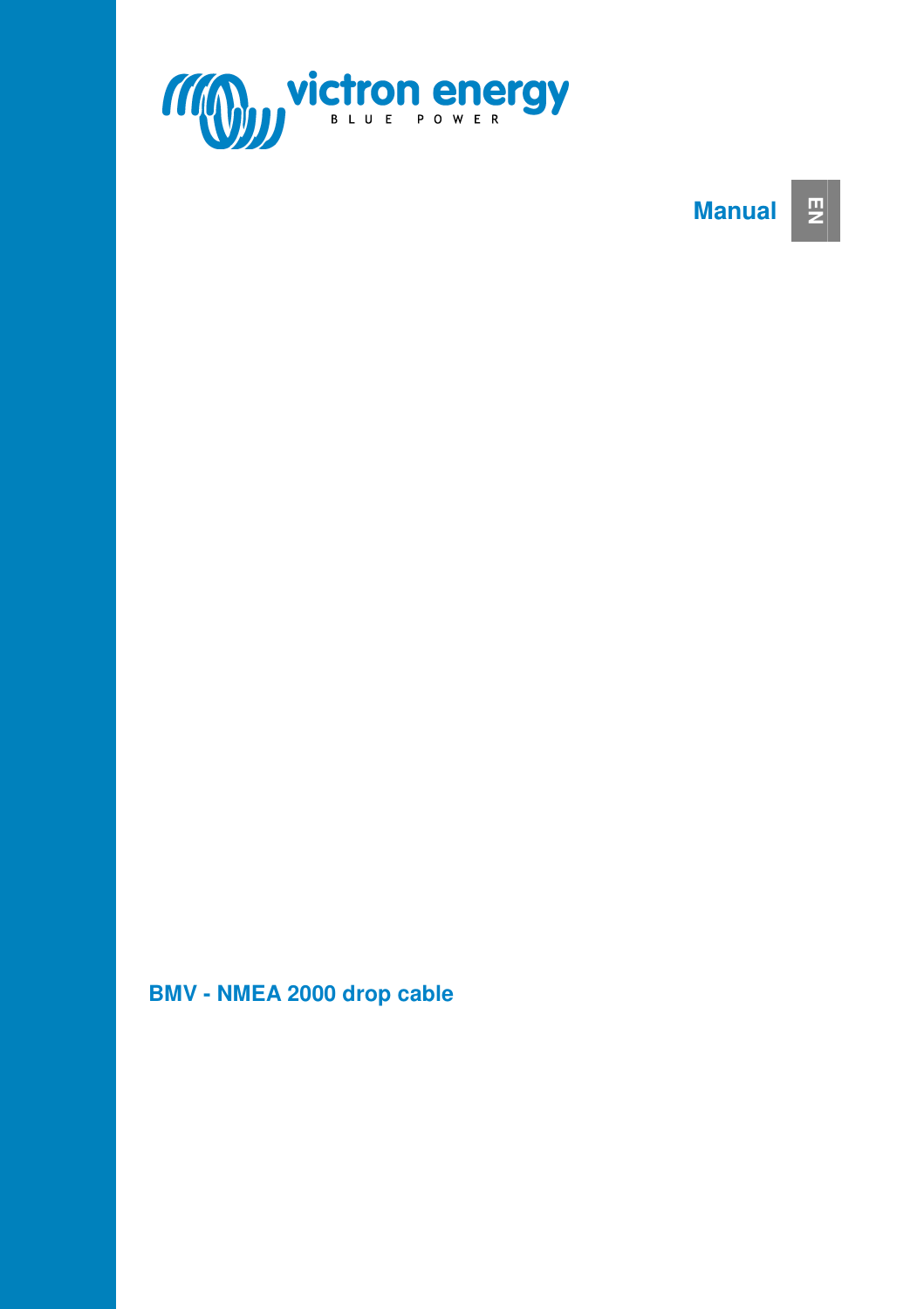victron energy

BLUE POWER

Manual

EN

# BMV - NMEA 2000 drop cable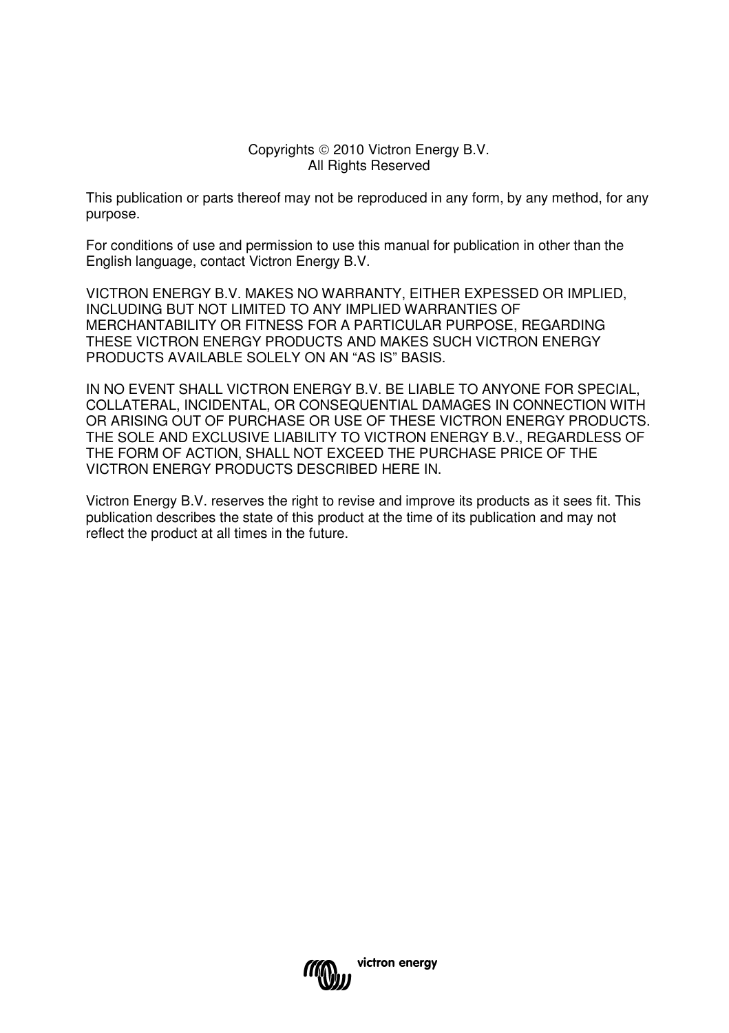Copyrights © 2010 Victron Energy B.V.
All Rights Reserved

This publication or parts thereof may not be reproduced in any form, by any method, for any purpose.

For conditions of use and permission to use this manual for publication in other than the English language, contact Victron Energy B.V.

VICTRON ENERGY B.V. MAKES NO WARRANTY, EITHER EXPESSED OR IMPLIED, INCLUDING BUT NOT LIMITED TO ANY IMPLIED WARRANTIES OF MERCHANTABILITY OR FITNESS FOR A PARTICULAR PURPOSE, REGARDING THESE VICTRON ENERGY PRODUCTS AND MAKES SUCH VICTRON ENERGY PRODUCTS AVAILABLE SOLELY ON AN “AS IS” BASIS.

IN NO EVENT SHALL VICTRON ENERGY B.V. BE LIABLE TO ANYONE FOR SPECIAL, COLLATERAL, INCIDENTAL, OR CONSEQUENTIAL DAMAGES IN CONNECTION WITH OR ARISING OUT OF PURCHASE OR USE OF THESE VICTRON ENERGY PRODUCTS. THE SOLE AND EXCLUSIVE LIABILITY TO VICTRON ENERGY B.V., REGARDLESS OF THE FORM OF ACTION, SHALL NOT EXCEED THE PURCHASE PRICE OF THE VICTRON ENERGY PRODUCTS DESCRIBED HERE IN.

Victron Energy B.V. reserves the right to revise and improve its products as it sees fit. This publication describes the state of this product at the time of its publication and may not reflect the product at all times in the future.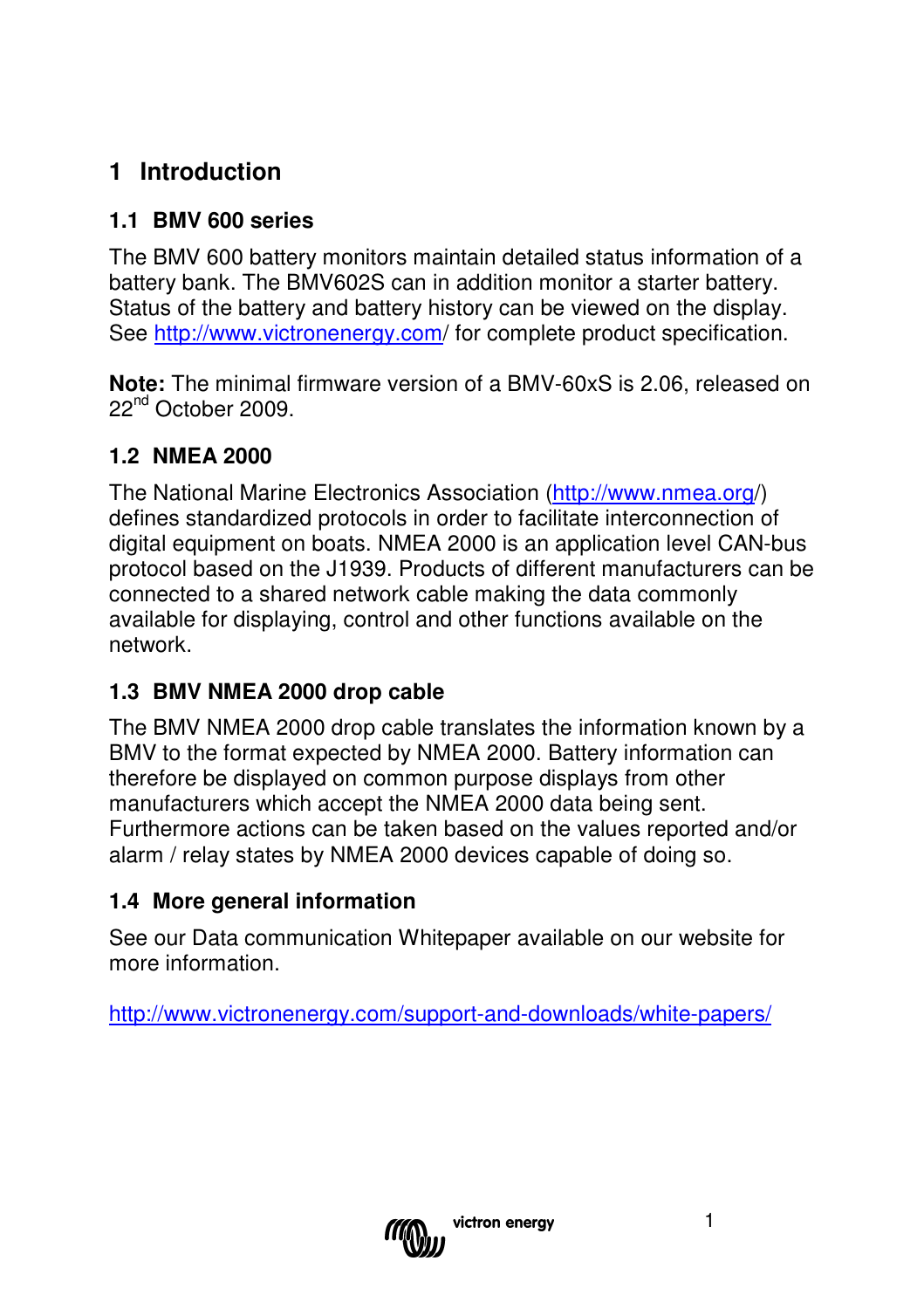# 1 Introduction

## 1.1 BMV 600 series

The BMV 600 battery monitors maintain detailed status information of a battery bank. The BMV602S can in addition monitor a starter battery. Status of the battery and battery history can be viewed on the display. See http://www.victronenergy.com/ for complete product specification.

**Note:** The minimal firmware version of a BMV-60xS is 2.06, released on 22nd October 2009.

## 1.2 NMEA 2000

The National Marine Electronics Association (http://www.nmea.org/) defines standardized protocols in order to facilitate interconnection of digital equipment on boats. NMEA 2000 is an application level CAN-bus protocol based on the J1939. Products of different manufacturers can be connected to a shared network cable making the data commonly available for displaying, control and other functions available on the network.

## 1.3 BMV NMEA 2000 drop cable

The BMV NMEA 2000 drop cable translates the information known by a BMV to the format expected by NMEA 2000. Battery information can therefore be displayed on common purpose displays from other manufacturers which accept the NMEA 2000 data being sent. Furthermore actions can be taken based on the values reported and/or alarm / relay states by NMEA 2000 devices capable of doing so.

## 1.4 More general information

See our Data communication Whitepaper available on our website for more information.

http://www.victronenergy.com/support-and-downloads/white-papers/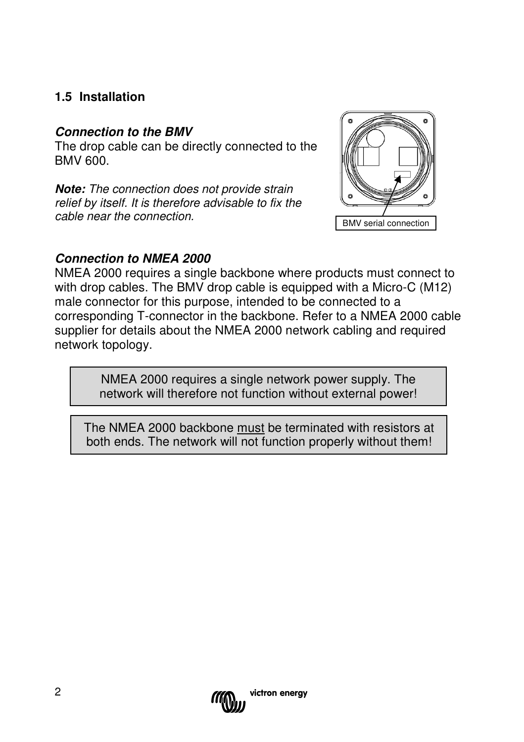## 1.5 Installation

***Connection to the BMV***

The drop cable can be directly connected to the BMV 600.

***Note:*** *The connection does not provide strain relief by itself. It is therefore advisable to fix the cable near the connection.*

BMV serial connection

***Connection to NMEA 2000***

NMEA 2000 requires a single backbone where products must connect to with drop cables. The BMV drop cable is equipped with a Micro-C (M12) male connector for this purpose, intended to be connected to a corresponding T-connector in the backbone. Refer to a NMEA 2000 cable supplier for details about the NMEA 2000 network cabling and required network topology.

> NMEA 2000 requires a single network power supply. The network will therefore not function without external power!

> The NMEA 2000 backbone <u>must</u> be terminated with resistors at both ends. The network will not function properly without them!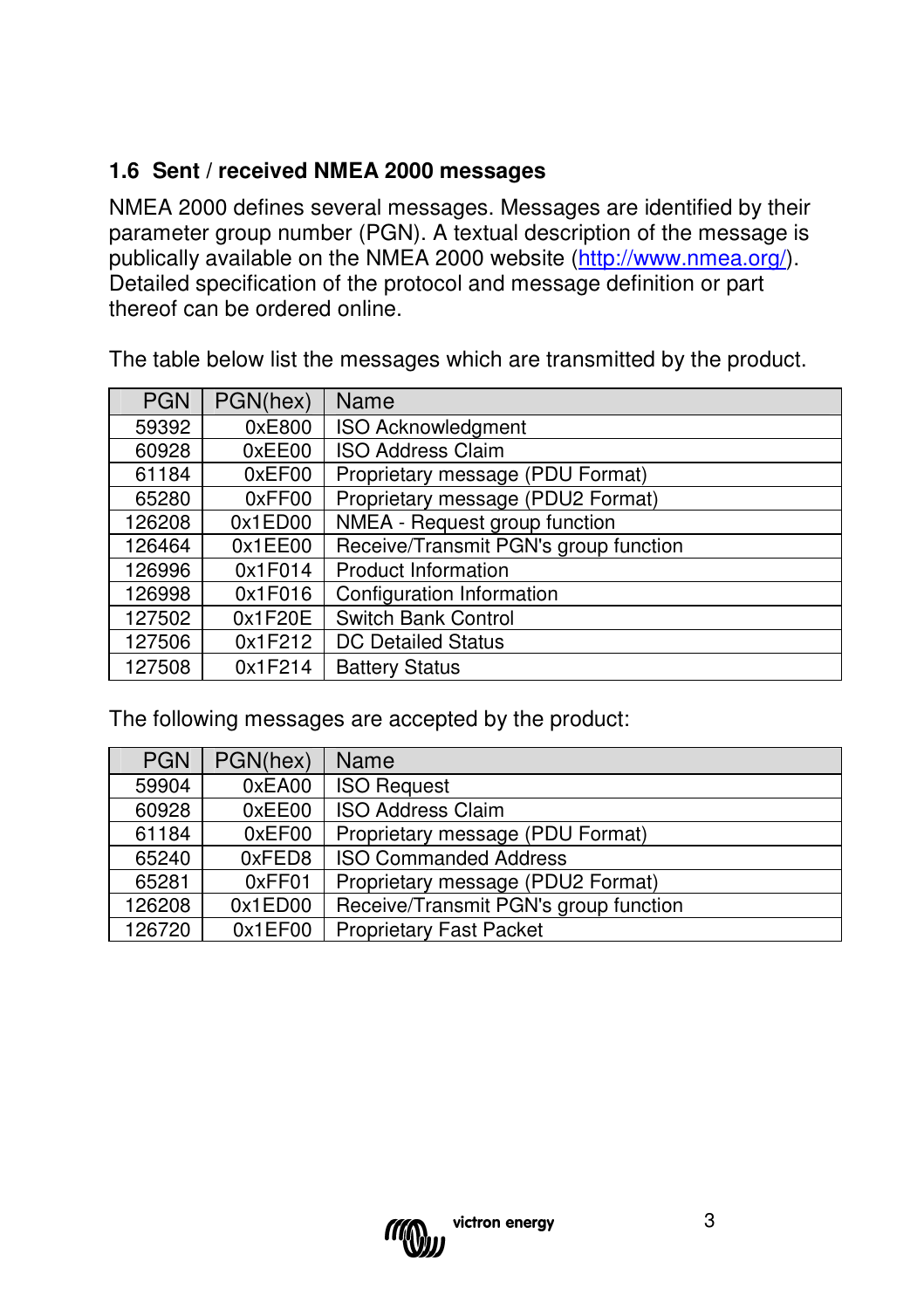### 1.6 Sent / received NMEA 2000 messages

NMEA 2000 defines several messages. Messages are identified by their parameter group number (PGN). A textual description of the message is publically available on the NMEA 2000 website (http://www.nmea.org/). Detailed specification of the protocol and message definition or part thereof can be ordered online.

The table below list the messages which are transmitted by the product.

| PGN | PGN(hex) | Name |
|---|---|---|
| 59392 | 0xE800 | ISO Acknowledgment |
| 60928 | 0xEE00 | ISO Address Claim |
| 61184 | 0xEF00 | Proprietary message (PDU Format) |
| 65280 | 0xFF00 | Proprietary message (PDU2 Format) |
| 126208 | 0x1ED00 | NMEA - Request group function |
| 126464 | 0x1EE00 | Receive/Transmit PGN's group function |
| 126996 | 0x1F014 | Product Information |
| 126998 | 0x1F016 | Configuration Information |
| 127502 | 0x1F20E | Switch Bank Control |
| 127506 | 0x1F212 | DC Detailed Status |
| 127508 | 0x1F214 | Battery Status |

The following messages are accepted by the product:

| PGN | PGN(hex) | Name |
|---|---|---|
| 59904 | 0xEA00 | ISO Request |
| 60928 | 0xEE00 | ISO Address Claim |
| 61184 | 0xEF00 | Proprietary message (PDU Format) |
| 65240 | 0xFED8 | ISO Commanded Address |
| 65281 | 0xFF01 | Proprietary message (PDU2 Format) |
| 126208 | 0x1ED00 | Receive/Transmit PGN's group function |
| 126720 | 0x1EF00 | Proprietary Fast Packet |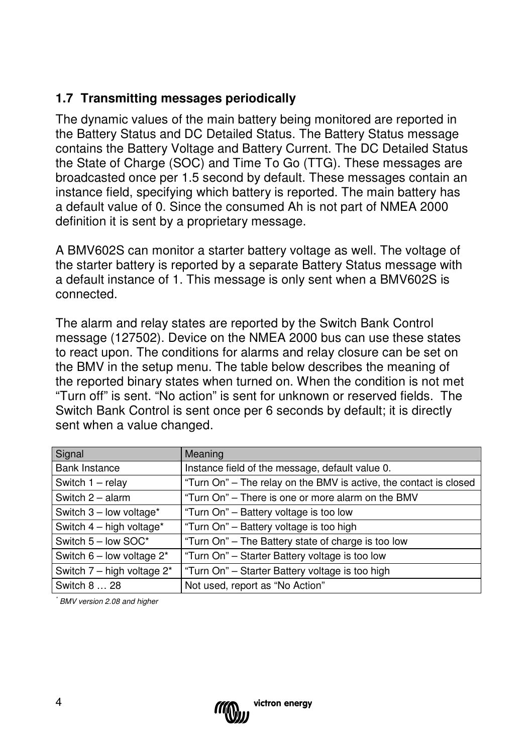### 1.7 Transmitting messages periodically

The dynamic values of the main battery being monitored are reported in the Battery Status and DC Detailed Status. The Battery Status message contains the Battery Voltage and Battery Current. The DC Detailed Status the State of Charge (SOC) and Time To Go (TTG). These messages are broadcasted once per 1.5 second by default. These messages contain an instance field, specifying which battery is reported. The main battery has a default value of 0. Since the consumed Ah is not part of NMEA 2000 definition it is sent by a proprietary message.

A BMV602S can monitor a starter battery voltage as well. The voltage of the starter battery is reported by a separate Battery Status message with a default instance of 1. This message is only sent when a BMV602S is connected.

The alarm and relay states are reported by the Switch Bank Control message (127502). Device on the NMEA 2000 bus can use these states to react upon. The conditions for alarms and relay closure can be set on the BMV in the setup menu. The table below describes the meaning of the reported binary states when turned on. When the condition is not met "Turn off" is sent. "No action" is sent for unknown or reserved fields. The Switch Bank Control is sent once per 6 seconds by default; it is directly sent when a value changed.

| Signal | Meaning |
|---|---|
| Bank Instance | Instance field of the message, default value 0. |
| Switch 1 – relay | "Turn On" – The relay on the BMV is active, the contact is closed |
| Switch 2 – alarm | "Turn On" – There is one or more alarm on the BMV |
| Switch 3 – low voltage* | "Turn On" – Battery voltage is too low |
| Switch 4 – high voltage* | "Turn On" – Battery voltage is too high |
| Switch 5 – low SOC* | "Turn On" – The Battery state of charge is too low |
| Switch 6 – low voltage 2* | "Turn On" – Starter Battery voltage is too low |
| Switch 7 – high voltage 2* | "Turn On" – Starter Battery voltage is too high |
| Switch 8 … 28 | Not used, report as "No Action" |

*[*] BMV version 2.08 and higher*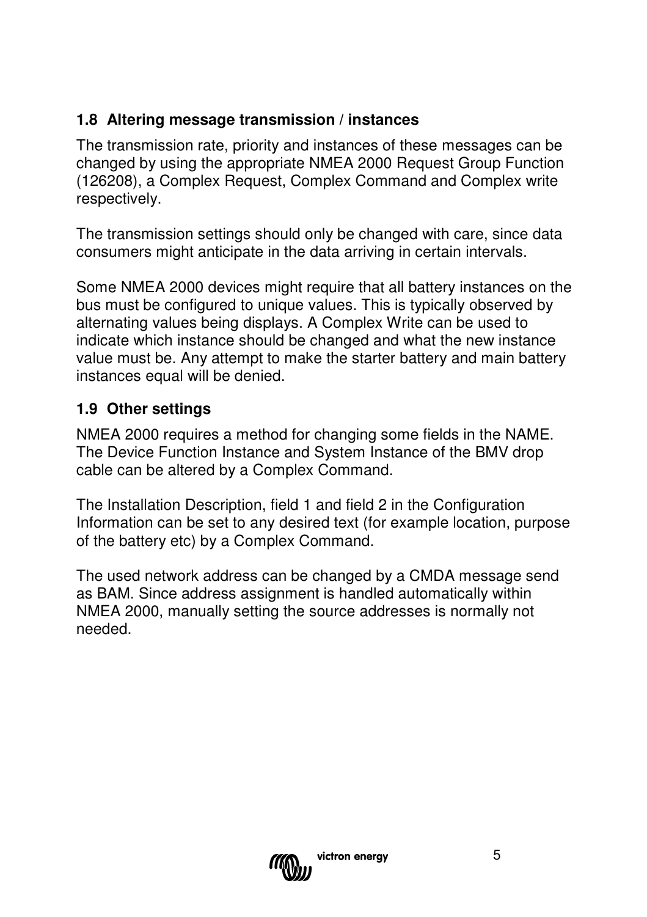## 1.8 Altering message transmission / instances

The transmission rate, priority and instances of these messages can be changed by using the appropriate NMEA 2000 Request Group Function (126208), a Complex Request, Complex Command and Complex write respectively.

The transmission settings should only be changed with care, since data consumers might anticipate in the data arriving in certain intervals.

Some NMEA 2000 devices might require that all battery instances on the bus must be configured to unique values. This is typically observed by alternating values being displays. A Complex Write can be used to indicate which instance should be changed and what the new instance value must be. Any attempt to make the starter battery and main battery instances equal will be denied.

## 1.9 Other settings

NMEA 2000 requires a method for changing some fields in the NAME. The Device Function Instance and System Instance of the BMV drop cable can be altered by a Complex Command.

The Installation Description, field 1 and field 2 in the Configuration Information can be set to any desired text (for example location, purpose of the battery etc) by a Complex Command.

The used network address can be changed by a CMDA message send as BAM. Since address assignment is handled automatically within NMEA 2000, manually setting the source addresses is normally not needed.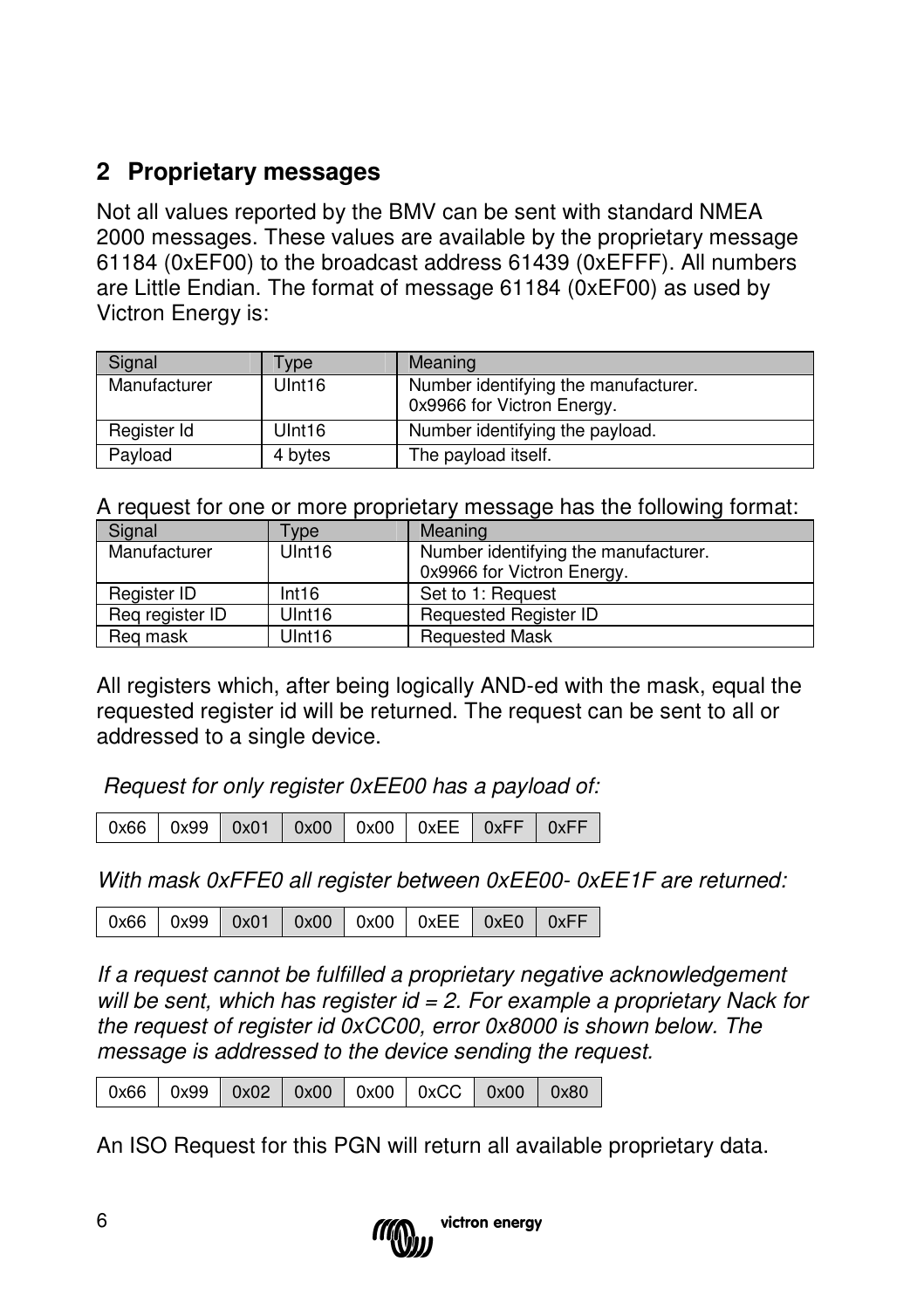## 2 Proprietary messages

Not all values reported by the BMV can be sent with standard NMEA 2000 messages. These values are available by the proprietary message 61184 (0xEF00) to the broadcast address 61439 (0xEFFF). All numbers are Little Endian. The format of message 61184 (0xEF00) as used by Victron Energy is:

| Signal | Type | Meaning |
|---|---|---|
| Manufacturer | UInt16 | Number identifying the manufacturer. 0x9966 for Victron Energy. |
| Register Id | UInt16 | Number identifying the payload. |
| Payload | 4 bytes | The payload itself. |

A request for one or more proprietary message has the following format:

| Signal | Type | Meaning |
|---|---|---|
| Manufacturer | UInt16 | Number identifying the manufacturer. 0x9966 for Victron Energy. |
| Register ID | Int16 | Set to 1: Request |
| Req register ID | UInt16 | Requested Register ID |
| Req mask | UInt16 | Requested Mask |

All registers which, after being logically AND-ed with the mask, equal the requested register id will be returned. The request can be sent to all or addressed to a single device.

*Request for only register 0xEE00 has a payload of:*

| 0x66 | 0x99 | 0x01 | 0x00 | 0x00 | 0xEE | 0xFF | 0xFF |
|---|---|---|---|---|---|---|---|

*With mask 0xFFE0 all register between 0xEE00- 0xEE1F are returned:*

| 0x66 | 0x99 | 0x01 | 0x00 | 0x00 | 0xEE | 0xE0 | 0xFF |
|---|---|---|---|---|---|---|---|

*If a request cannot be fulfilled a proprietary negative acknowledgement will be sent, which has register id = 2. For example a proprietary Nack for the request of register id 0xCC00, error 0x8000 is shown below. The message is addressed to the device sending the request.*

| 0x66 | 0x99 | 0x02 | 0x00 | 0x00 | 0xCC | 0x00 | 0x80 |
|---|---|---|---|---|---|---|---|

An ISO Request for this PGN will return all available proprietary data.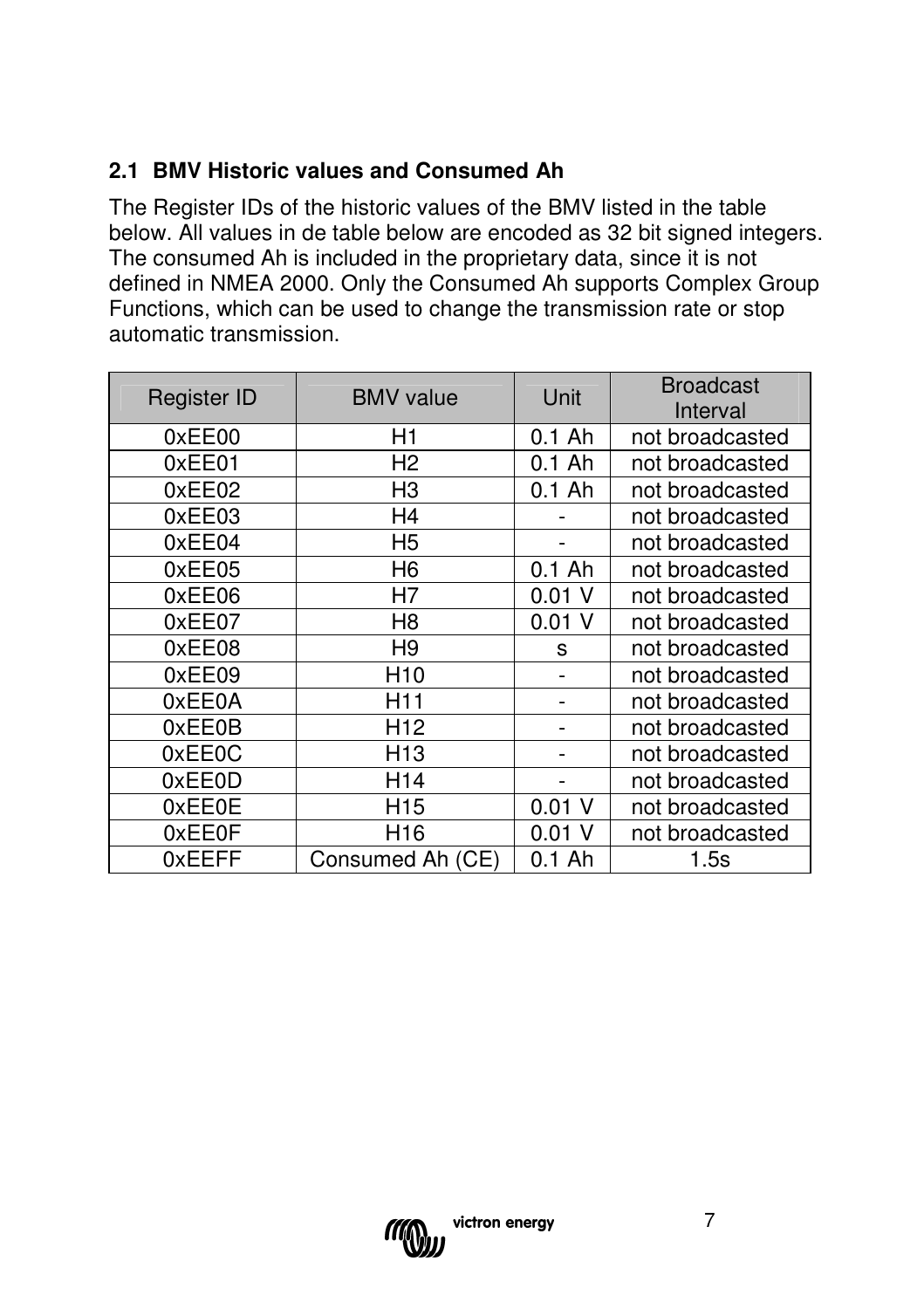## 2.1 BMV Historic values and Consumed Ah

The Register IDs of the historic values of the BMV listed in the table below. All values in de table below are encoded as 32 bit signed integers. The consumed Ah is included in the proprietary data, since it is not defined in NMEA 2000. Only the Consumed Ah supports Complex Group Functions, which can be used to change the transmission rate or stop automatic transmission.

| Register ID | BMV value | Unit | Broadcast Interval |
|---|---|---|---|
| 0xEE00 | H1 | 0.1 Ah | not broadcasted |
| 0xEE01 | H2 | 0.1 Ah | not broadcasted |
| 0xEE02 | H3 | 0.1 Ah | not broadcasted |
| 0xEE03 | H4 | - | not broadcasted |
| 0xEE04 | H5 | - | not broadcasted |
| 0xEE05 | H6 | 0.1 Ah | not broadcasted |
| 0xEE06 | H7 | 0.01 V | not broadcasted |
| 0xEE07 | H8 | 0.01 V | not broadcasted |
| 0xEE08 | H9 | s | not broadcasted |
| 0xEE09 | H10 | - | not broadcasted |
| 0xEE0A | H11 | - | not broadcasted |
| 0xEE0B | H12 | - | not broadcasted |
| 0xEE0C | H13 | - | not broadcasted |
| 0xEE0D | H14 | - | not broadcasted |
| 0xEE0E | H15 | 0.01 V | not broadcasted |
| 0xEE0F | H16 | 0.01 V | not broadcasted |
| 0xEEFF | Consumed Ah (CE) | 0.1 Ah | 1.5s |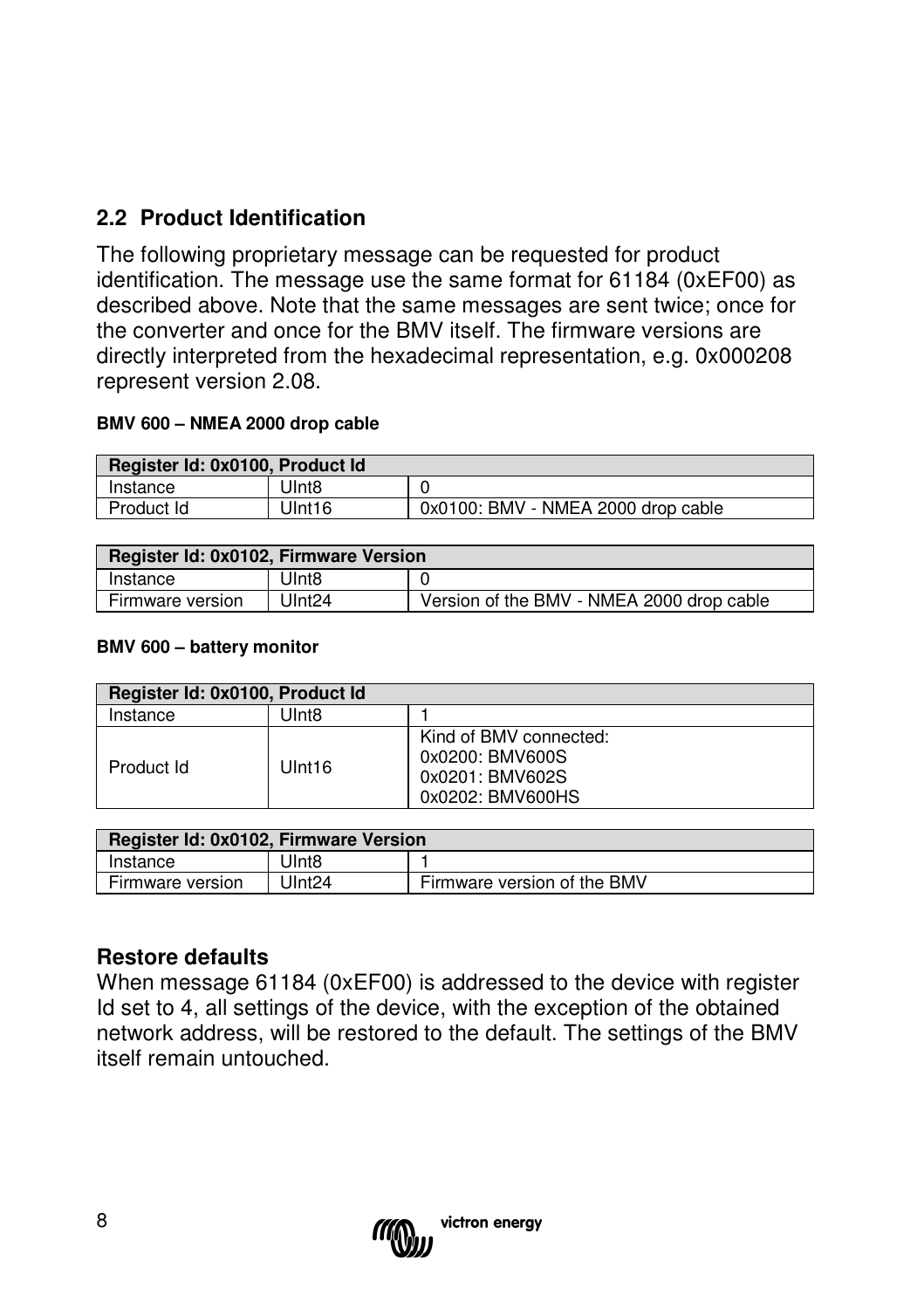## 2.2 Product Identification

The following proprietary message can be requested for product identification. The message use the same format for 61184 (0xEF00) as described above. Note that the same messages are sent twice; once for the converter and once for the BMV itself. The firmware versions are directly interpreted from the hexadecimal representation, e.g. 0x000208 represent version 2.08.

**BMV 600 – NMEA 2000 drop cable**

| Register Id: 0x0100, Product Id | | |
|---|---|---|
| Instance | UInt8 | 0 |
| Product Id | UInt16 | 0x0100: BMV - NMEA 2000 drop cable |

| Register Id: 0x0102, Firmware Version | | |
|---|---|---|
| Instance | UInt8 | 0 |
| Firmware version | UInt24 | Version of the BMV - NMEA 2000 drop cable |

**BMV 600 – battery monitor**

| Register Id: 0x0100, Product Id | | |
|---|---|---|
| Instance | UInt8 | 1 |
| Product Id | UInt16 | Kind of BMV connected:<br>0x0200: BMV600S<br>0x0201: BMV602S<br>0x0202: BMV600HS |

| Register Id: 0x0102, Firmware Version | | |
|---|---|---|
| Instance | UInt8 | 1 |
| Firmware version | UInt24 | Firmware version of the BMV |

### Restore defaults

When message 61184 (0xEF00) is addressed to the device with register Id set to 4, all settings of the device, with the exception of the obtained network address, will be restored to the default. The settings of the BMV itself remain untouched.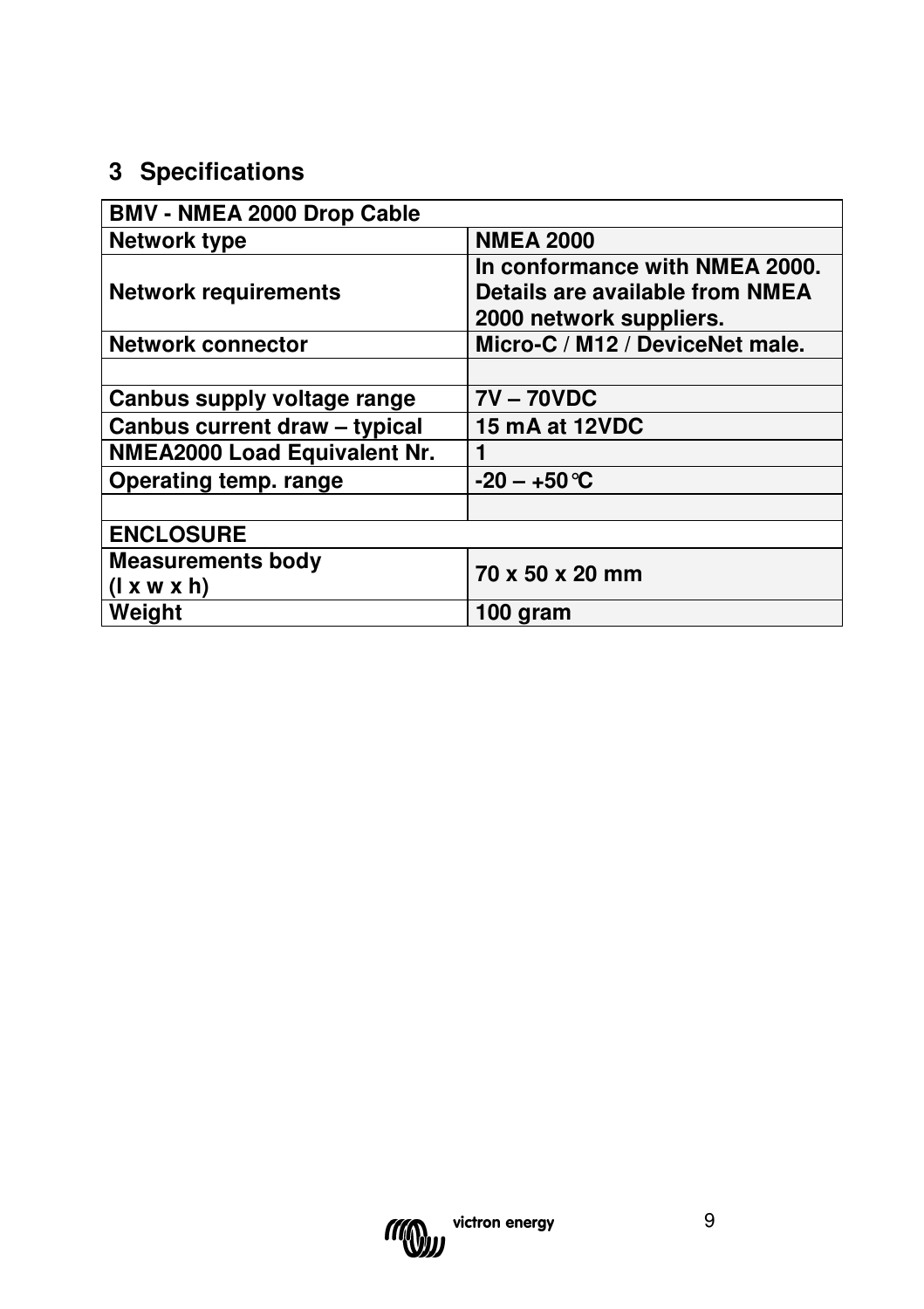## 3 Specifications

| BMV - NMEA 2000 Drop Cable | |
|---|---|
| Network type | NMEA 2000 |
| Network requirements | In conformance with NMEA 2000. Details are available from NMEA 2000 network suppliers. |
| Network connector | Micro-C / M12 / DeviceNet male. |
| | |
| Canbus supply voltage range | 7V – 70VDC |
| Canbus current draw – typical | 15 mA at 12VDC |
| NMEA2000 Load Equivalent Nr. | 1 |
| Operating temp. range | -20 – +50°C |
| | |
| ENCLOSURE | |
| Measurements body (l x w x h) | 70 x 50 x 20 mm |
| Weight | 100 gram |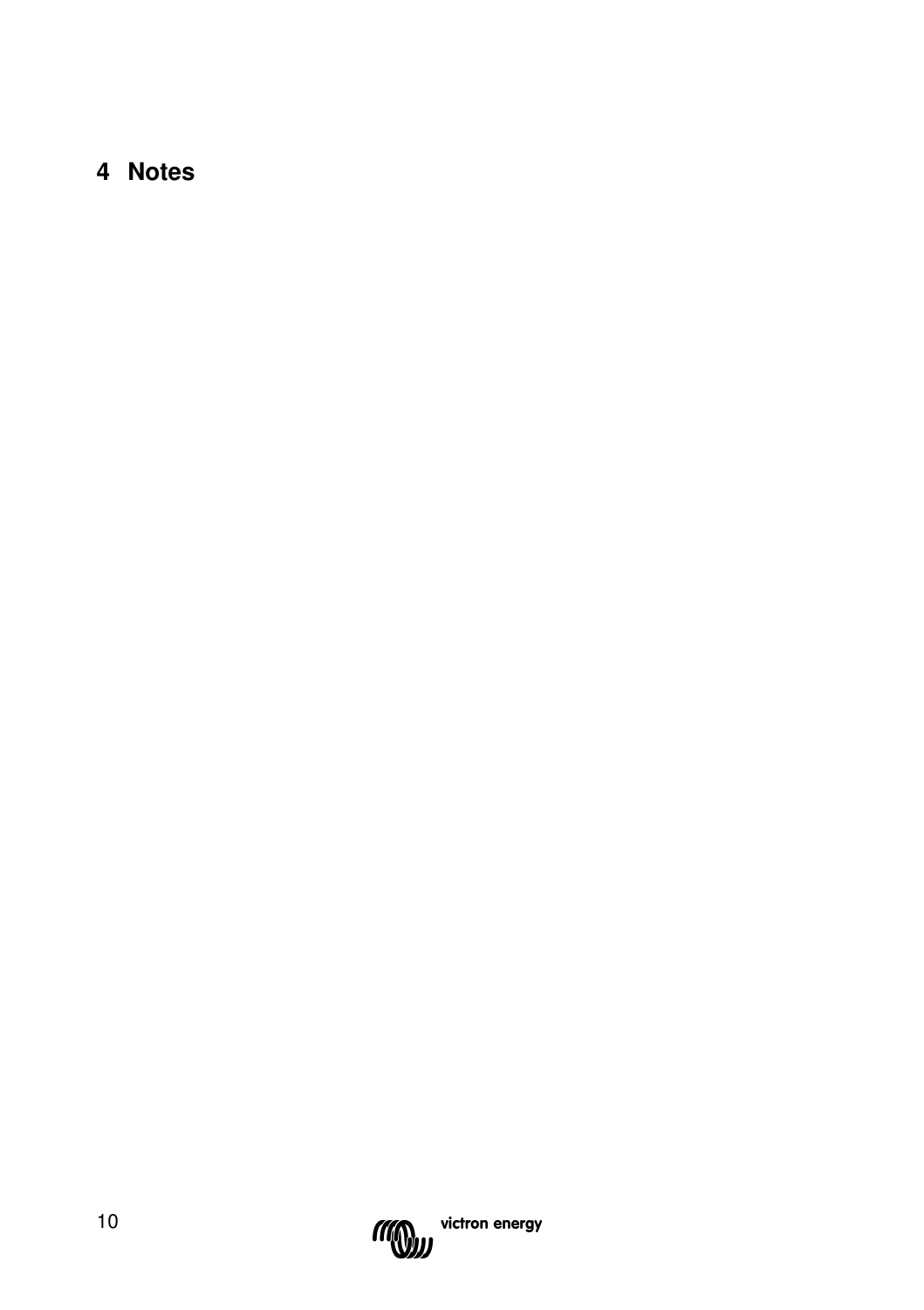# 4 Notes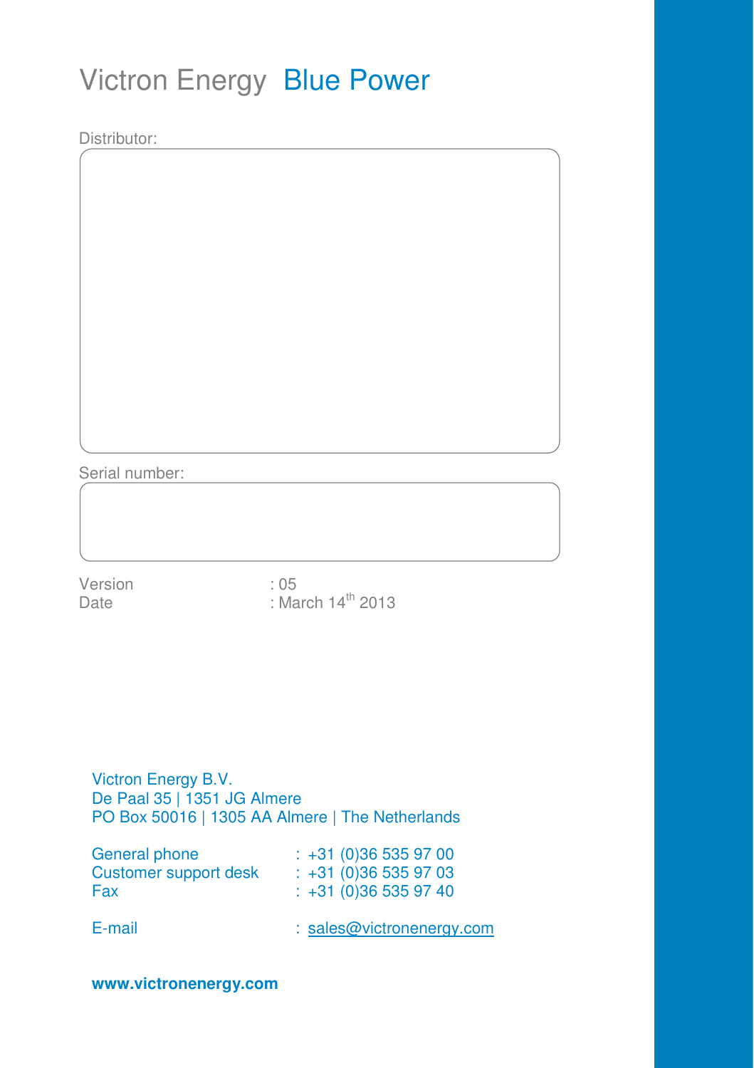# Victron Energy Blue Power

Distributor:

Serial number:

Version : 05
Date : March 14th 2013

Victron Energy B.V.
De Paal 35 | 1351 JG Almere
PO Box 50016 | 1305 AA Almere | The Netherlands

General phone : +31 (0)36 535 97 00
Customer support desk : +31 (0)36 535 97 03
Fax : +31 (0)36 535 97 40

E-mail : sales@victronenergy.com

**www.victronenergy.com**